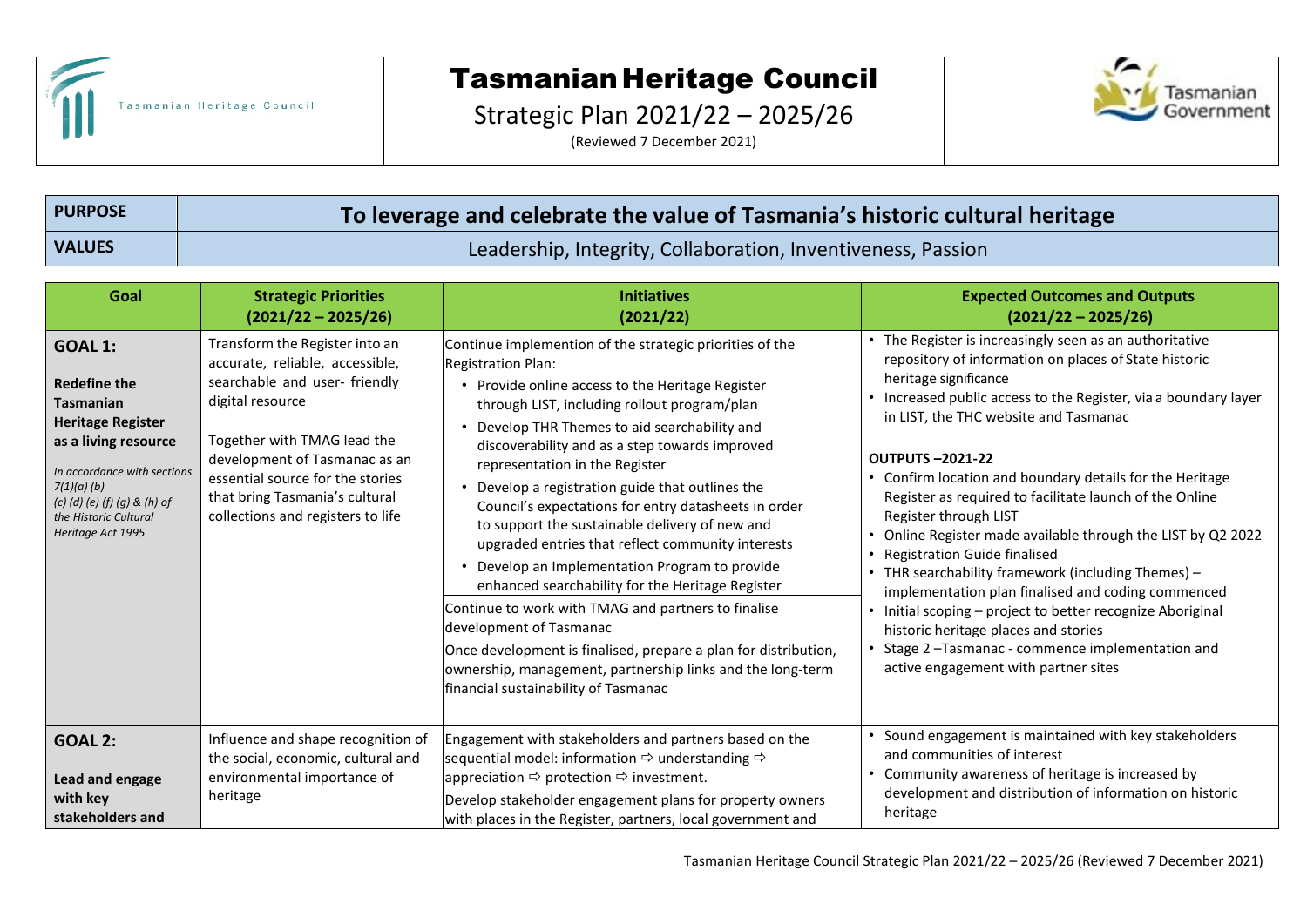# Tasmanian Heritage Council

## Strategic Plan 2021/22 – 2025/26

(Reviewed 7 December 2021)

| | |
|---|---|
| **PURPOSE** | **To leverage and celebrate the value of Tasmania's historic cultural heritage** |
| **VALUES** | Leadership, Integrity, Collaboration, Inventiveness, Passion |

| Goal | Strategic Priorities (2021/22 – 2025/26) | Initiatives (2021/22) | Expected Outcomes and Outputs (2021/22 – 2025/26) |
|---|---|---|---|
| **GOAL 1:** **Redefine the Tasmanian Heritage Register as a living resource** *In accordance with sections 7(1)(a) (b) (c) (d) (e) (f) (g) & (h) of the Historic Cultural Heritage Act 1995* | Transform the Register into an accurate, reliable, accessible, searchable and user- friendly digital resource<br><br>Together with TMAG lead the development of Tasmanac as an essential source for the stories that bring Tasmania's cultural collections and registers to life | Continue implemention of the strategic priorities of the Registration Plan:<br>• Provide online access to the Heritage Register through LIST, including rollout program/plan<br>• Develop THR Themes to aid searchability and discoverability and as a step towards improved representation in the Register<br>• Develop a registration guide that outlines the Council's expectations for entry datasheets in order to support the sustainable delivery of new and upgraded entries that reflect community interests<br>• Develop an Implementation Program to provide enhanced searchability for the Heritage Register<br><br>Continue to work with TMAG and partners to finalise development of Tasmanac<br><br>Once development is finalised, prepare a plan for distribution, ownership, management, partnership links and the long-term financial sustainability of Tasmanac | • The Register is increasingly seen as an authoritative repository of information on places of State historic heritage significance<br>• Increased public access to the Register, via a boundary layer in LIST, the THC website and Tasmanac<br><br>**OUTPUTS –2021-22**<br>• Confirm location and boundary details for the Heritage Register as required to facilitate launch of the Online Register through LIST<br>• Online Register made available through the LIST by Q2 2022<br>• Registration Guide finalised<br>• THR searchability framework (including Themes) – implementation plan finalised and coding commenced<br>• Initial scoping – project to better recognize Aboriginal historic heritage places and stories<br>• Stage 2 –Tasmanac - commence implementation and active engagement with partner sites |
| **GOAL 2:** **Lead and engage with key stakeholders and** | Influence and shape recognition of the social, economic, cultural and environmental importance of heritage | Engagement with stakeholders and partners based on the sequential model: information ⇨ understanding ⇨ appreciation ⇨ protection ⇨ investment.<br><br>Develop stakeholder engagement plans for property owners with places in the Register, partners, local government and | • Sound engagement is maintained with key stakeholders and communities of interest<br>• Community awareness of heritage is increased by development and distribution of information on historic heritage |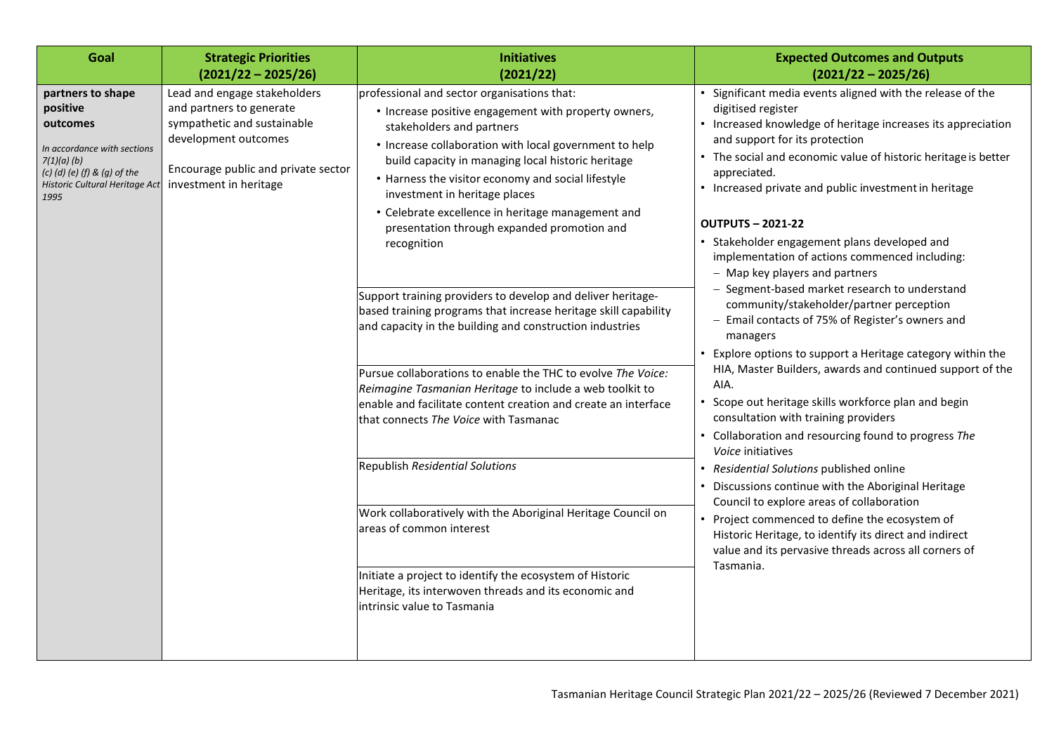| Goal | Strategic Priorities (2021/22 – 2025/26) | Initiatives (2021/22) | Expected Outcomes and Outputs (2021/22 – 2025/26) |
|---|---|---|---|
| **partners to shape positive outcomes**<br><br>*In accordance with sections 7(1)(a) (b) (c) (d) (e) (f) & (g) of the Historic Cultural Heritage Act 1995* | Lead and engage stakeholders and partners to generate sympathetic and sustainable development outcomes<br><br>Encourage public and private sector investment in heritage | professional and sector organisations that:<br>• Increase positive engagement with property owners, stakeholders and partners<br>• Increase collaboration with local government to help build capacity in managing local historic heritage<br>• Harness the visitor economy and social lifestyle investment in heritage places<br>• Celebrate excellence in heritage management and presentation through expanded promotion and recognition | • Significant media events aligned with the release of the digitised register<br>• Increased knowledge of heritage increases its appreciation and support for its protection<br>• The social and economic value of historic heritage is better appreciated.<br>• Increased private and public investment in heritage<br><br>**OUTPUTS – 2021-22**<br>• Stakeholder engagement plans developed and implementation of actions commenced including:<br>– Map key players and partners<br>– Segment-based market research to understand community/stakeholder/partner perception<br>– Email contacts of 75% of Register's owners and managers<br>• Explore options to support a Heritage category within the HIA, Master Builders, awards and continued support of the AIA.<br>• Scope out heritage skills workforce plan and begin consultation with training providers<br>• Collaboration and resourcing found to progress *The Voice* initiatives<br>• *Residential Solutions* published online<br>• Discussions continue with the Aboriginal Heritage Council to explore areas of collaboration<br>• Project commenced to define the ecosystem of Historic Heritage, to identify its direct and indirect value and its pervasive threads across all corners of Tasmania. |
| | | Support training providers to develop and deliver heritage-based training programs that increase heritage skill capability and capacity in the building and construction industries | |
| | | Pursue collaborations to enable the THC to evolve *The Voice: Reimagine Tasmanian Heritage* to include a web toolkit to enable and facilitate content creation and create an interface that connects *The Voice* with Tasmanac | |
| | | Republish *Residential Solutions* | |
| | | Work collaboratively with the Aboriginal Heritage Council on areas of common interest | |
| | | Initiate a project to identify the ecosystem of Historic Heritage, its interwoven threads and its economic and intrinsic value to Tasmania | |

Tasmanian Heritage Council Strategic Plan 2021/22 – 2025/26 (Reviewed 7 December 2021)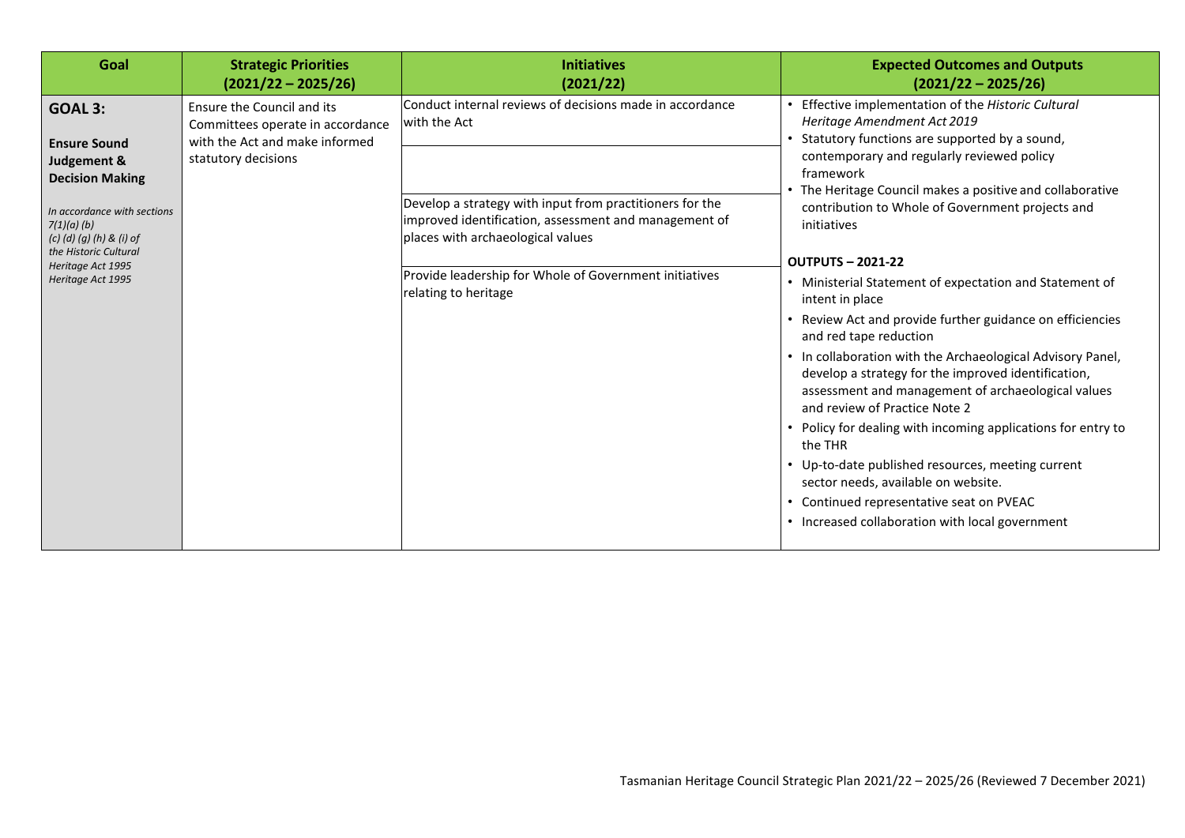| Goal | Strategic Priorities (2021/22 – 2025/26) | Initiatives (2021/22) | Expected Outcomes and Outputs (2021/22 – 2025/26) |
| --- | --- | --- | --- |
| **GOAL 3:** **Ensure Sound Judgement & Decision Making** *In accordance with sections 7(1)(a) (b) (c) (d) (g) (h) & (i) of the Historic Cultural Heritage Act 1995 Heritage Act 1995* | Ensure the Council and its Committees operate in accordance with the Act and make informed statutory decisions | Conduct internal reviews of decisions made in accordance with the Act | • Effective implementation of the *Historic Cultural Heritage Amendment Act 2019* • Statutory functions are supported by a sound, contemporary and regularly reviewed policy framework • The Heritage Council makes a positive and collaborative contribution to Whole of Government projects and initiatives **OUTPUTS – 2021-22** • Ministerial Statement of expectation and Statement of intent in place • Review Act and provide further guidance on efficiencies and red tape reduction • In collaboration with the Archaeological Advisory Panel, develop a strategy for the improved identification, assessment and management of archaeological values and review of Practice Note 2 • Policy for dealing with incoming applications for entry to the THR • Up-to-date published resources, meeting current sector needs, available on website. • Continued representative seat on PVEAC • Increased collaboration with local government |
| | | | |
| | | Develop a strategy with input from practitioners for the improved identification, assessment and management of places with archaeological values | |
| | | Provide leadership for Whole of Government initiatives relating to heritage | |

Tasmanian Heritage Council Strategic Plan 2021/22 – 2025/26 (Reviewed 7 December 2021)